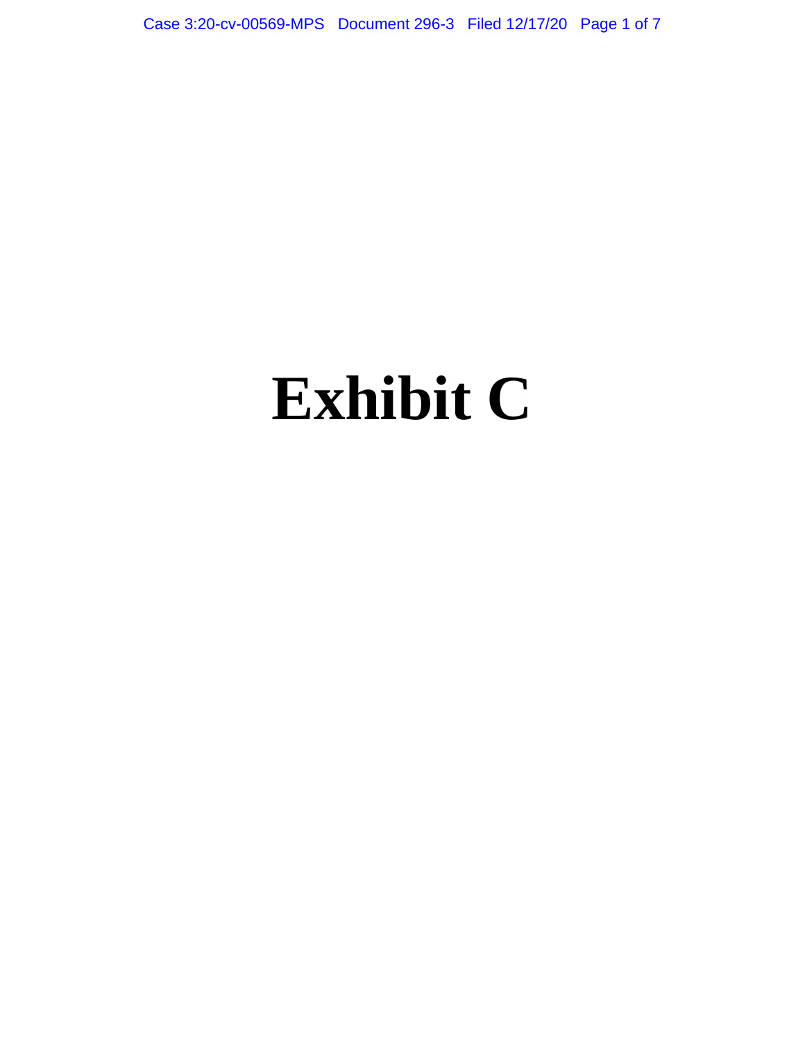# Exhibit C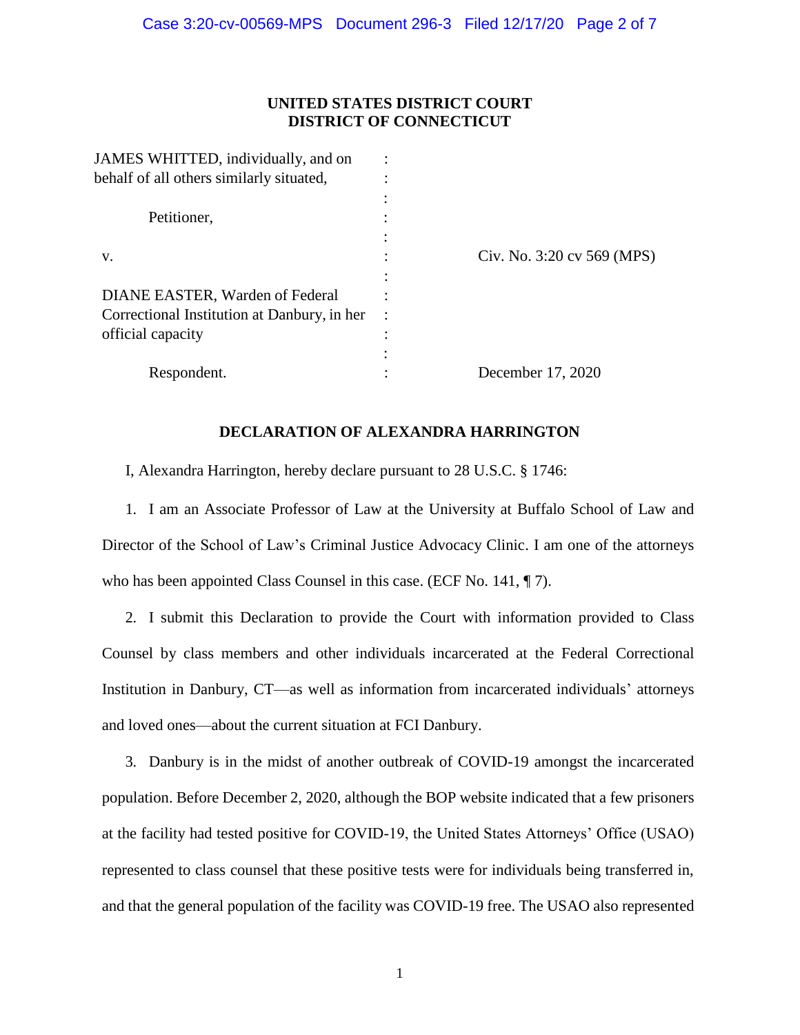**UNITED STATES DISTRICT COURT**
**DISTRICT OF CONNECTICUT**

| | | |
|---|---|---|
| JAMES WHITTED, individually, and on behalf of all others similarly situated, | : | |
| Petitioner, | : | |
| v. | : | Civ. No. 3:20 cv 569 (MPS) |
| DIANE EASTER, Warden of Federal Correctional Institution at Danbury, in her official capacity | : | |
| Respondent. | : | December 17, 2020 |

## DECLARATION OF ALEXANDRA HARRINGTON

I, Alexandra Harrington, hereby declare pursuant to 28 U.S.C. § 1746:

1. I am an Associate Professor of Law at the University at Buffalo School of Law and Director of the School of Law's Criminal Justice Advocacy Clinic. I am one of the attorneys who has been appointed Class Counsel in this case. (ECF No. 141, ¶ 7).

2. I submit this Declaration to provide the Court with information provided to Class Counsel by class members and other individuals incarcerated at the Federal Correctional Institution in Danbury, CT—as well as information from incarcerated individuals' attorneys and loved ones—about the current situation at FCI Danbury.

3. Danbury is in the midst of another outbreak of COVID-19 amongst the incarcerated population. Before December 2, 2020, although the BOP website indicated that a few prisoners at the facility had tested positive for COVID-19, the United States Attorneys' Office (USAO) represented to class counsel that these positive tests were for individuals being transferred in, and that the general population of the facility was COVID-19 free. The USAO also represented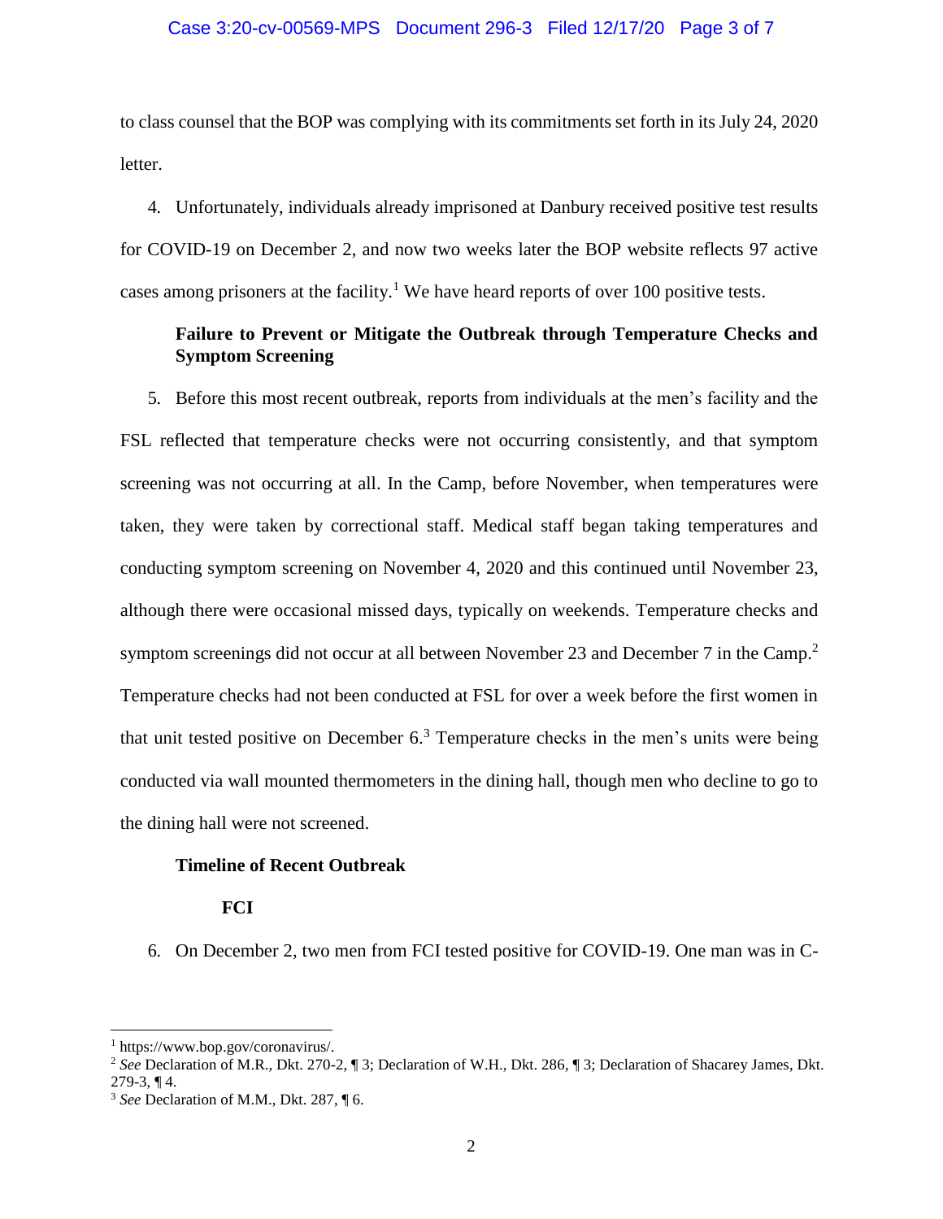to class counsel that the BOP was complying with its commitments set forth in its July 24, 2020 letter.

4. Unfortunately, individuals already imprisoned at Danbury received positive test results for COVID-19 on December 2, and now two weeks later the BOP website reflects 97 active cases among prisoners at the facility.[1] We have heard reports of over 100 positive tests.

**Failure to Prevent or Mitigate the Outbreak through Temperature Checks and Symptom Screening**

5. Before this most recent outbreak, reports from individuals at the men's facility and the FSL reflected that temperature checks were not occurring consistently, and that symptom screening was not occurring at all. In the Camp, before November, when temperatures were taken, they were taken by correctional staff. Medical staff began taking temperatures and conducting symptom screening on November 4, 2020 and this continued until November 23, although there were occasional missed days, typically on weekends. Temperature checks and symptom screenings did not occur at all between November 23 and December 7 in the Camp.[2] Temperature checks had not been conducted at FSL for over a week before the first women in that unit tested positive on December 6.[3] Temperature checks in the men's units were being conducted via wall mounted thermometers in the dining hall, though men who decline to go to the dining hall were not screened.

**Timeline of Recent Outbreak**

**FCI**

6. On December 2, two men from FCI tested positive for COVID-19. One man was in C-

---

[1] https://www.bop.gov/coronavirus/.

[2] *See* Declaration of M.R., Dkt. 270-2, ¶ 3; Declaration of W.H., Dkt. 286, ¶ 3; Declaration of Shacarey James, Dkt. 279-3, ¶ 4.

[3] *See* Declaration of M.M., Dkt. 287, ¶ 6.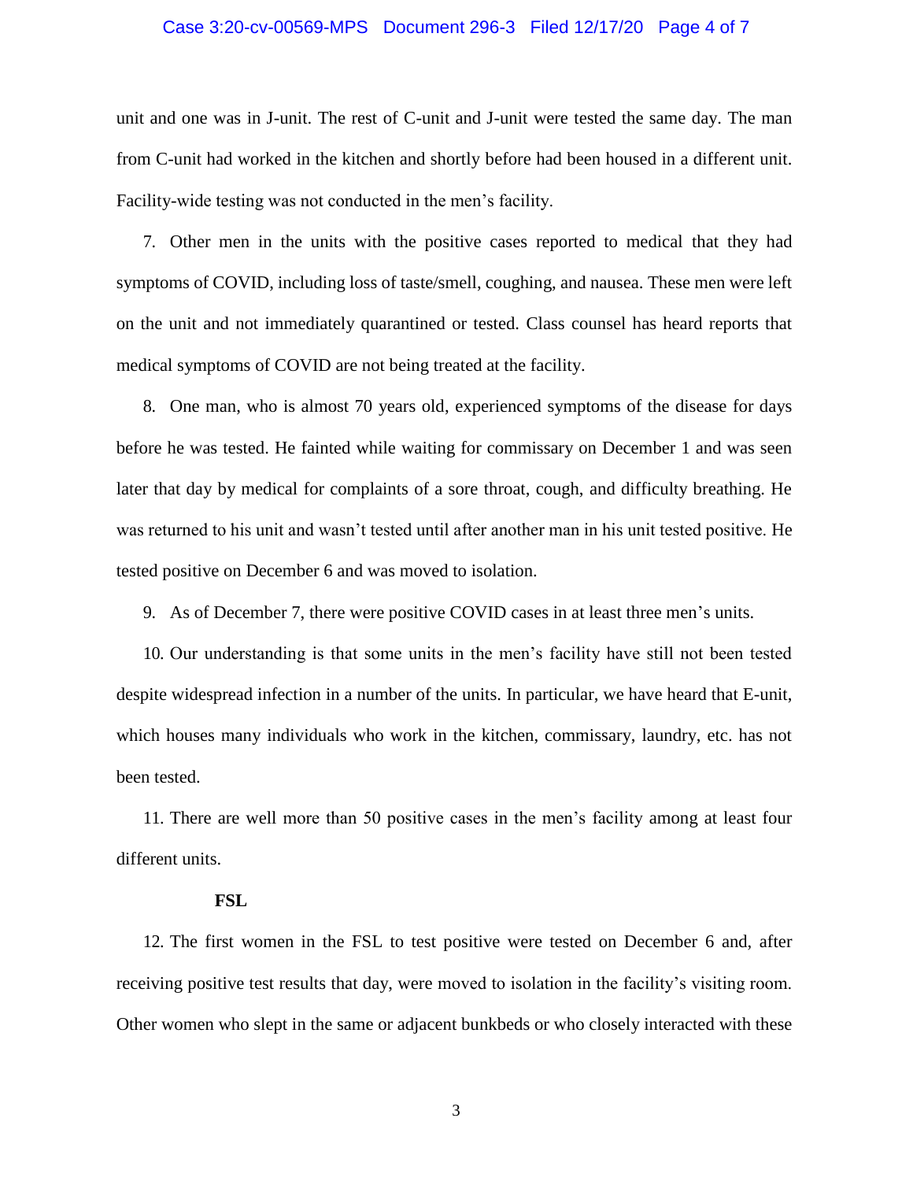unit and one was in J-unit. The rest of C-unit and J-unit were tested the same day. The man from C-unit had worked in the kitchen and shortly before had been housed in a different unit. Facility-wide testing was not conducted in the men's facility.

7. Other men in the units with the positive cases reported to medical that they had symptoms of COVID, including loss of taste/smell, coughing, and nausea. These men were left on the unit and not immediately quarantined or tested. Class counsel has heard reports that medical symptoms of COVID are not being treated at the facility.

8. One man, who is almost 70 years old, experienced symptoms of the disease for days before he was tested. He fainted while waiting for commissary on December 1 and was seen later that day by medical for complaints of a sore throat, cough, and difficulty breathing. He was returned to his unit and wasn't tested until after another man in his unit tested positive. He tested positive on December 6 and was moved to isolation.

9. As of December 7, there were positive COVID cases in at least three men's units.

10. Our understanding is that some units in the men's facility have still not been tested despite widespread infection in a number of the units. In particular, we have heard that E-unit, which houses many individuals who work in the kitchen, commissary, laundry, etc. has not been tested.

11. There are well more than 50 positive cases in the men's facility among at least four different units.

**FSL**

12. The first women in the FSL to test positive were tested on December 6 and, after receiving positive test results that day, were moved to isolation in the facility's visiting room. Other women who slept in the same or adjacent bunkbeds or who closely interacted with these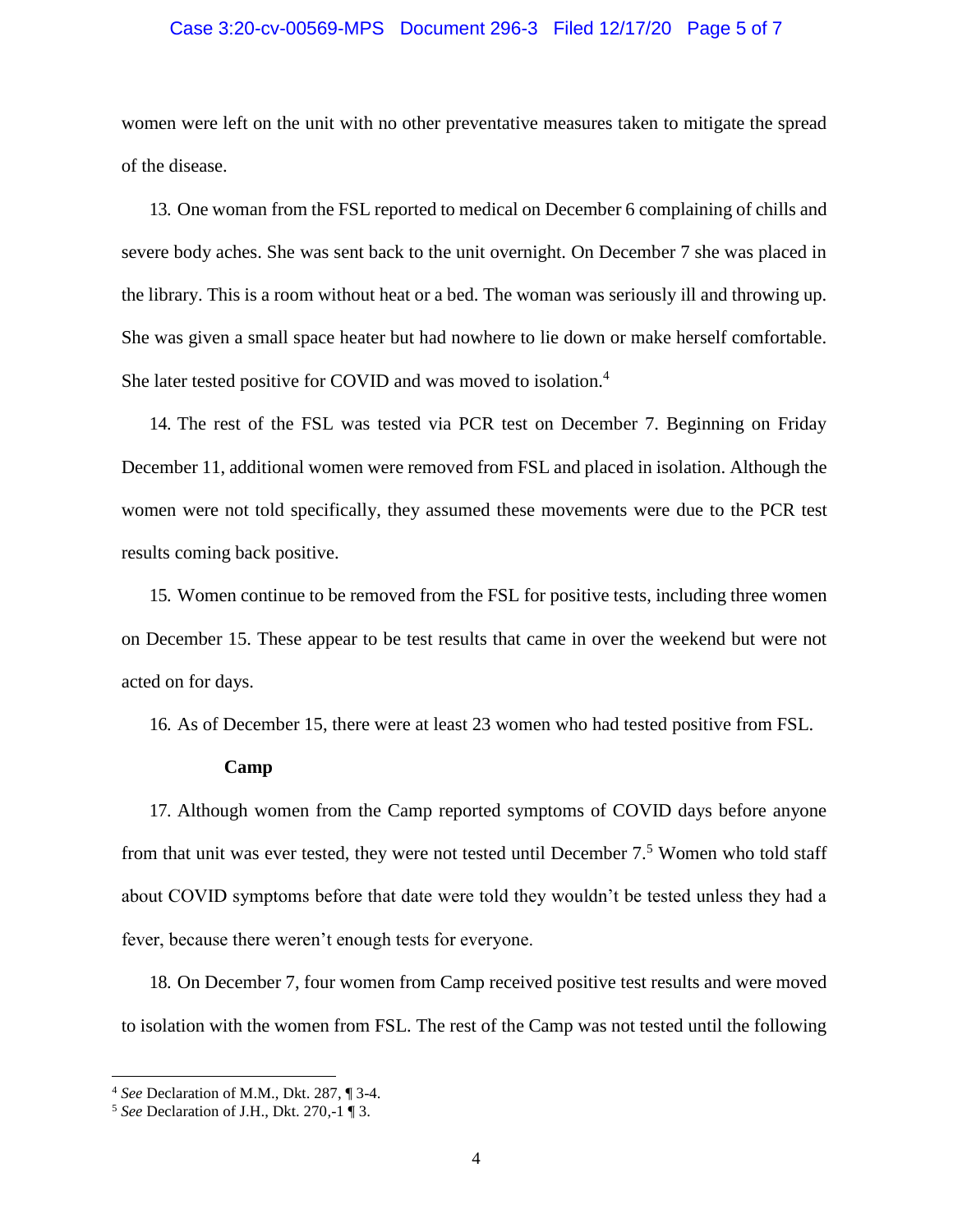women were left on the unit with no other preventative measures taken to mitigate the spread of the disease.

13. One woman from the FSL reported to medical on December 6 complaining of chills and severe body aches. She was sent back to the unit overnight. On December 7 she was placed in the library. This is a room without heat or a bed. The woman was seriously ill and throwing up. She was given a small space heater but had nowhere to lie down or make herself comfortable. She later tested positive for COVID and was moved to isolation.[4]

14. The rest of the FSL was tested via PCR test on December 7. Beginning on Friday December 11, additional women were removed from FSL and placed in isolation. Although the women were not told specifically, they assumed these movements were due to the PCR test results coming back positive.

15. Women continue to be removed from the FSL for positive tests, including three women on December 15. These appear to be test results that came in over the weekend but were not acted on for days.

16. As of December 15, there were at least 23 women who had tested positive from FSL.

**Camp**

17. Although women from the Camp reported symptoms of COVID days before anyone from that unit was ever tested, they were not tested until December 7.[5] Women who told staff about COVID symptoms before that date were told they wouldn't be tested unless they had a fever, because there weren't enough tests for everyone.

18. On December 7, four women from Camp received positive test results and were moved to isolation with the women from FSL. The rest of the Camp was not tested until the following

---

[4] *See* Declaration of M.M., Dkt. 287, ¶ 3-4.

[5] *See* Declaration of J.H., Dkt. 270,-1 ¶ 3.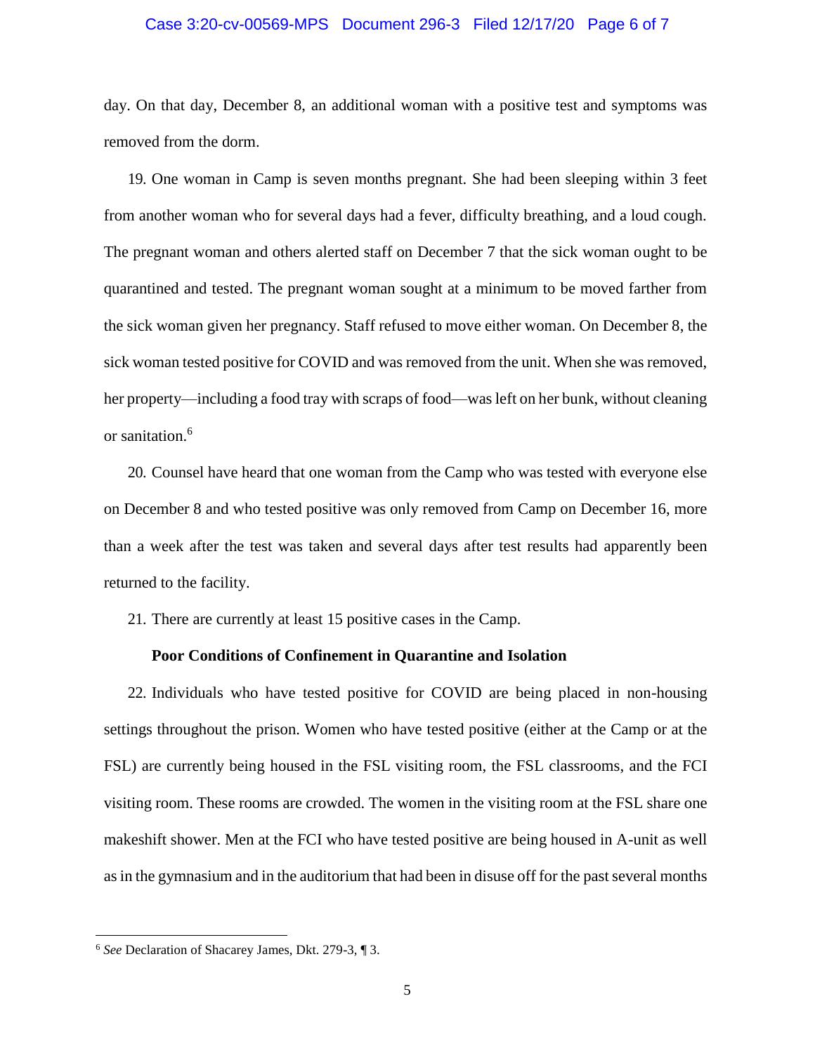day. On that day, December 8, an additional woman with a positive test and symptoms was removed from the dorm.

19. One woman in Camp is seven months pregnant. She had been sleeping within 3 feet from another woman who for several days had a fever, difficulty breathing, and a loud cough. The pregnant woman and others alerted staff on December 7 that the sick woman ought to be quarantined and tested. The pregnant woman sought at a minimum to be moved farther from the sick woman given her pregnancy. Staff refused to move either woman. On December 8, the sick woman tested positive for COVID and was removed from the unit. When she was removed, her property—including a food tray with scraps of food—was left on her bunk, without cleaning or sanitation.[6]

20. Counsel have heard that one woman from the Camp who was tested with everyone else on December 8 and who tested positive was only removed from Camp on December 16, more than a week after the test was taken and several days after test results had apparently been returned to the facility.

21. There are currently at least 15 positive cases in the Camp.

**Poor Conditions of Confinement in Quarantine and Isolation**

22. Individuals who have tested positive for COVID are being placed in non-housing settings throughout the prison. Women who have tested positive (either at the Camp or at the FSL) are currently being housed in the FSL visiting room, the FSL classrooms, and the FCI visiting room. These rooms are crowded. The women in the visiting room at the FSL share one makeshift shower. Men at the FCI who have tested positive are being housed in A-unit as well as in the gymnasium and in the auditorium that had been in disuse off for the past several months

---

[6] *See* Declaration of Shacarey James, Dkt. 279-3, ¶ 3.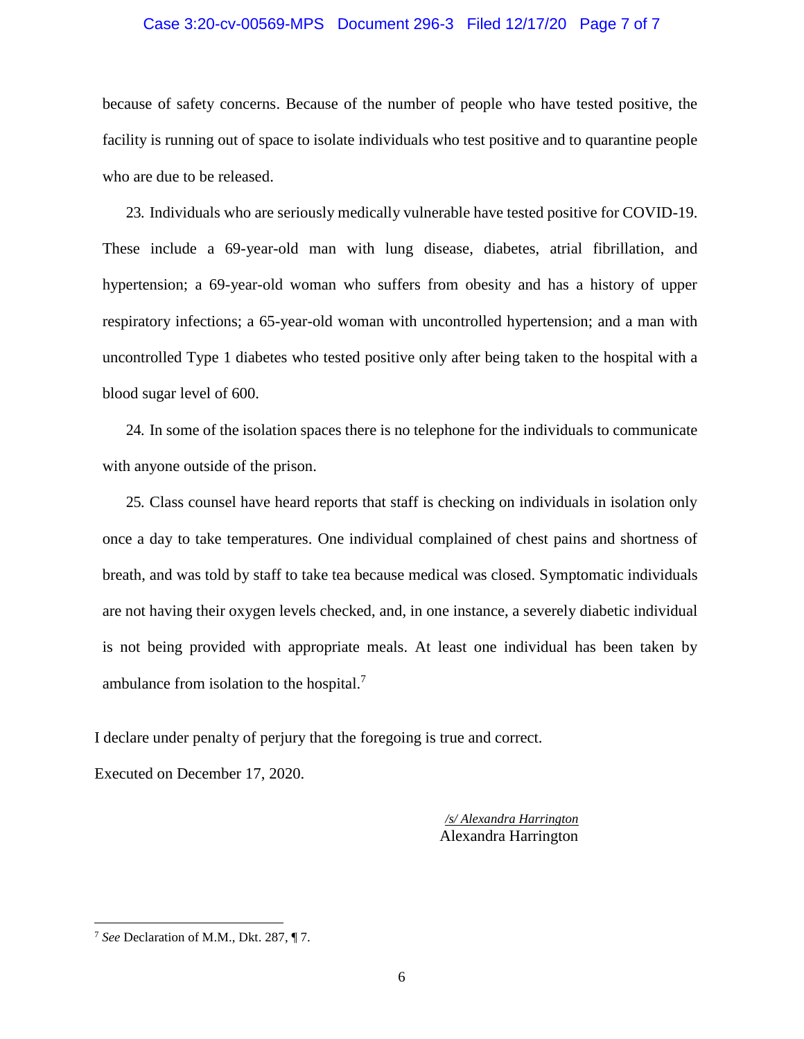because of safety concerns. Because of the number of people who have tested positive, the facility is running out of space to isolate individuals who test positive and to quarantine people who are due to be released.

23. Individuals who are seriously medically vulnerable have tested positive for COVID-19. These include a 69-year-old man with lung disease, diabetes, atrial fibrillation, and hypertension; a 69-year-old woman who suffers from obesity and has a history of upper respiratory infections; a 65-year-old woman with uncontrolled hypertension; and a man with uncontrolled Type 1 diabetes who tested positive only after being taken to the hospital with a blood sugar level of 600.

24. In some of the isolation spaces there is no telephone for the individuals to communicate with anyone outside of the prison.

25. Class counsel have heard reports that staff is checking on individuals in isolation only once a day to take temperatures. One individual complained of chest pains and shortness of breath, and was told by staff to take tea because medical was closed. Symptomatic individuals are not having their oxygen levels checked, and, in one instance, a severely diabetic individual is not being provided with appropriate meals. At least one individual has been taken by ambulance from isolation to the hospital.[7]

I declare under penalty of perjury that the foregoing is true and correct.

Executed on December 17, 2020.

*/s/ Alexandra Harrington*
Alexandra Harrington

---

[7] *See* Declaration of M.M., Dkt. 287, ¶ 7.